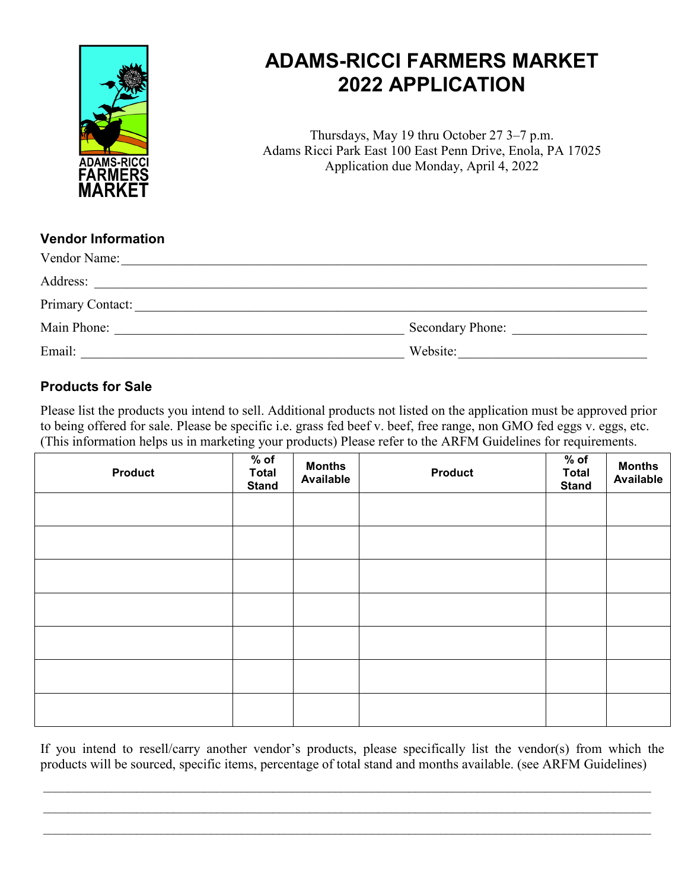ADAMS-RICCI FARMERS MARKET

# ADAMS-RICCI FARMERS MARKET 2022 APPLICATION

Thursdays, May 19 thru October 27 3–7 p.m.
Adams Ricci Park East 100 East Penn Drive, Enola, PA 17025
Application due Monday, April 4, 2022

## Vendor Information

Vendor Name: ____________________________________________

Address: ____________________________________________

Primary Contact: ____________________________________________

Main Phone: ______________________ Secondary Phone: ______________________

Email: ______________________ Website: ______________________

## Products for Sale

Please list the products you intend to sell. Additional products not listed on the application must be approved prior to being offered for sale. Please be specific i.e. grass fed beef v. beef, free range, non GMO fed eggs v. eggs, etc. (This information helps us in marketing your products) Please refer to the ARFM Guidelines for requirements.

| Product | % of Total Stand | Months Available | Product | % of Total Stand | Months Available |
|---|---|---|---|---|---|
| | | | | | |
| | | | | | |
| | | | | | |
| | | | | | |
| | | | | | |
| | | | | | |
| | | | | | |

If you intend to resell/carry another vendor's products, please specifically list the vendor(s) from which the products will be sourced, specific items, percentage of total stand and months available. (see ARFM Guidelines)

____________________________________________

____________________________________________

____________________________________________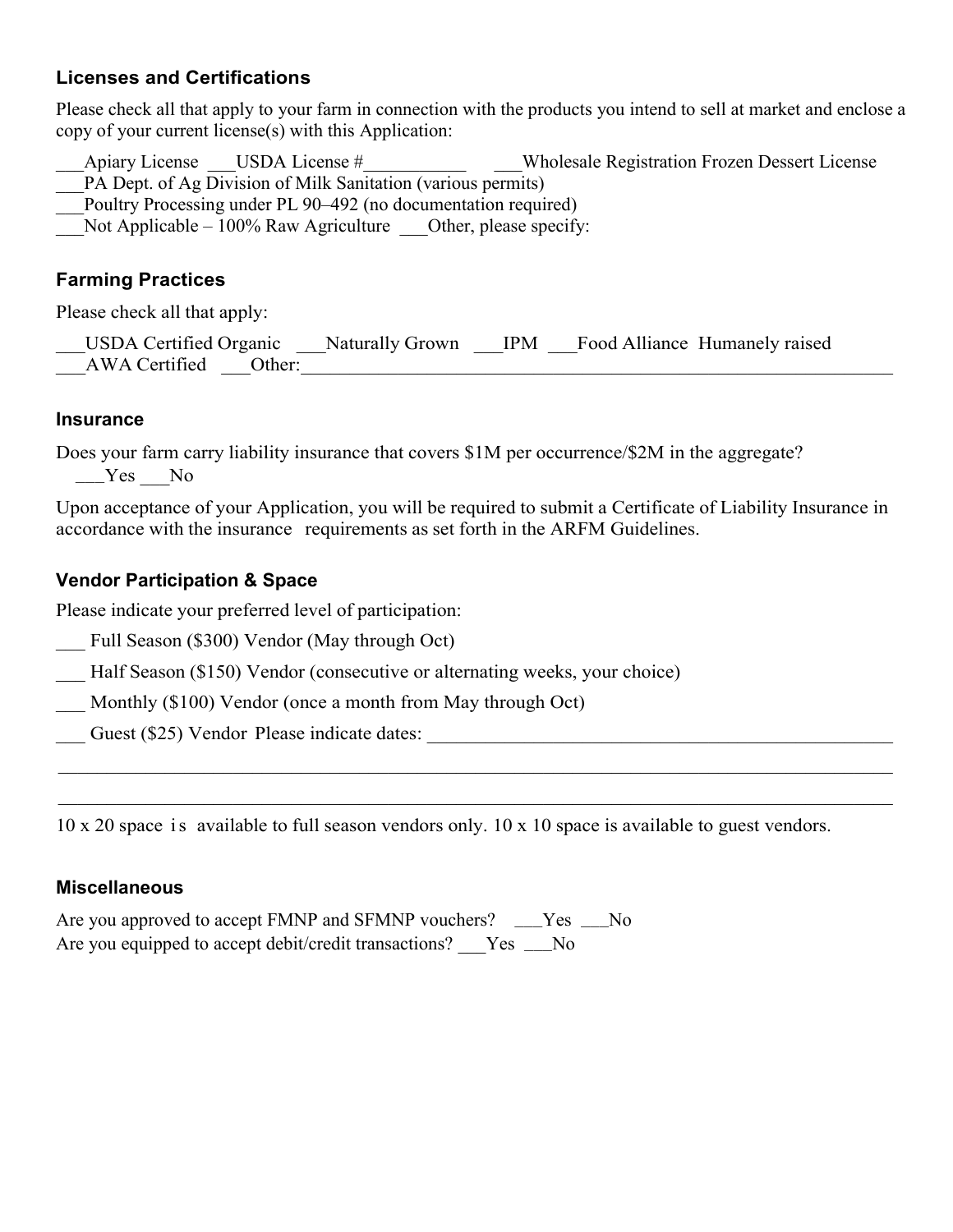### Licenses and Certifications

Please check all that apply to your farm in connection with the products you intend to sell at market and enclose a copy of your current license(s) with this Application:

___Apiary License ___USDA License #___________ ___Wholesale Registration Frozen Dessert License
___PA Dept. of Ag Division of Milk Sanitation (various permits)
___Poultry Processing under PL 90–492 (no documentation required)
___Not Applicable – 100% Raw Agriculture ___Other, please specify:

### Farming Practices

Please check all that apply:

___USDA Certified Organic ___Naturally Grown ___IPM ___Food Alliance Humanely raised
___AWA Certified ___Other:_______________________________________________________________

### Insurance

Does your farm carry liability insurance that covers $1M per occurrence/$2M in the aggregate?
___Yes ___No

Upon acceptance of your Application, you will be required to submit a Certificate of Liability Insurance in accordance with the insurance requirements as set forth in the ARFM Guidelines.

### Vendor Participation & Space

Please indicate your preferred level of participation:

___ Full Season ($300) Vendor (May through Oct)

___ Half Season ($150) Vendor (consecutive or alternating weeks, your choice)

___ Monthly ($100) Vendor (once a month from May through Oct)

___ Guest ($25) Vendor Please indicate dates: _______________________________________________
_____________________________________________________________________________________
_____________________________________________________________________________________

10 x 20 space is available to full season vendors only. 10 x 10 space is available to guest vendors.

### Miscellaneous

Are you approved to accept FMNP and SFMNP vouchers? ___Yes ___No
Are you equipped to accept debit/credit transactions? ___Yes ___No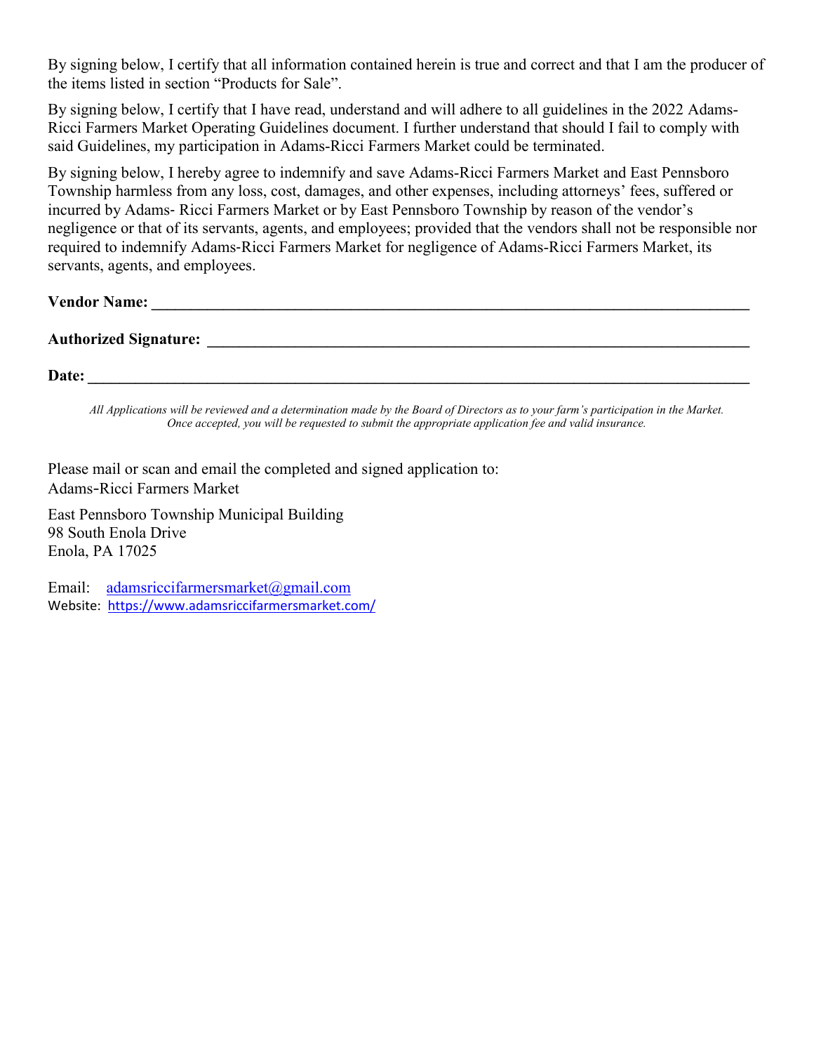By signing below, I certify that all information contained herein is true and correct and that I am the producer of the items listed in section "Products for Sale".

By signing below, I certify that I have read, understand and will adhere to all guidelines in the 2022 Adams-Ricci Farmers Market Operating Guidelines document. I further understand that should I fail to comply with said Guidelines, my participation in Adams-Ricci Farmers Market could be terminated.

By signing below, I hereby agree to indemnify and save Adams-Ricci Farmers Market and East Pennsboro Township harmless from any loss, cost, damages, and other expenses, including attorneys' fees, suffered or incurred by Adams- Ricci Farmers Market or by East Pennsboro Township by reason of the vendor's negligence or that of its servants, agents, and employees; provided that the vendors shall not be responsible nor required to indemnify Adams-Ricci Farmers Market for negligence of Adams-Ricci Farmers Market, its servants, agents, and employees.

**Vendor Name: ______________________________________________________________**

**Authorized Signature: ________________________________________________________**

**Date: ____________________________________________________________________**

*All Applications will be reviewed and a determination made by the Board of Directors as to your farm's participation in the Market. Once accepted, you will be requested to submit the appropriate application fee and valid insurance.*

Please mail or scan and email the completed and signed application to:
Adams-Ricci Farmers Market

East Pennsboro Township Municipal Building
98 South Enola Drive
Enola, PA 17025

Email: adamsriccifarmersmarket@gmail.com
Website: https://www.adamsriccifarmersmarket.com/